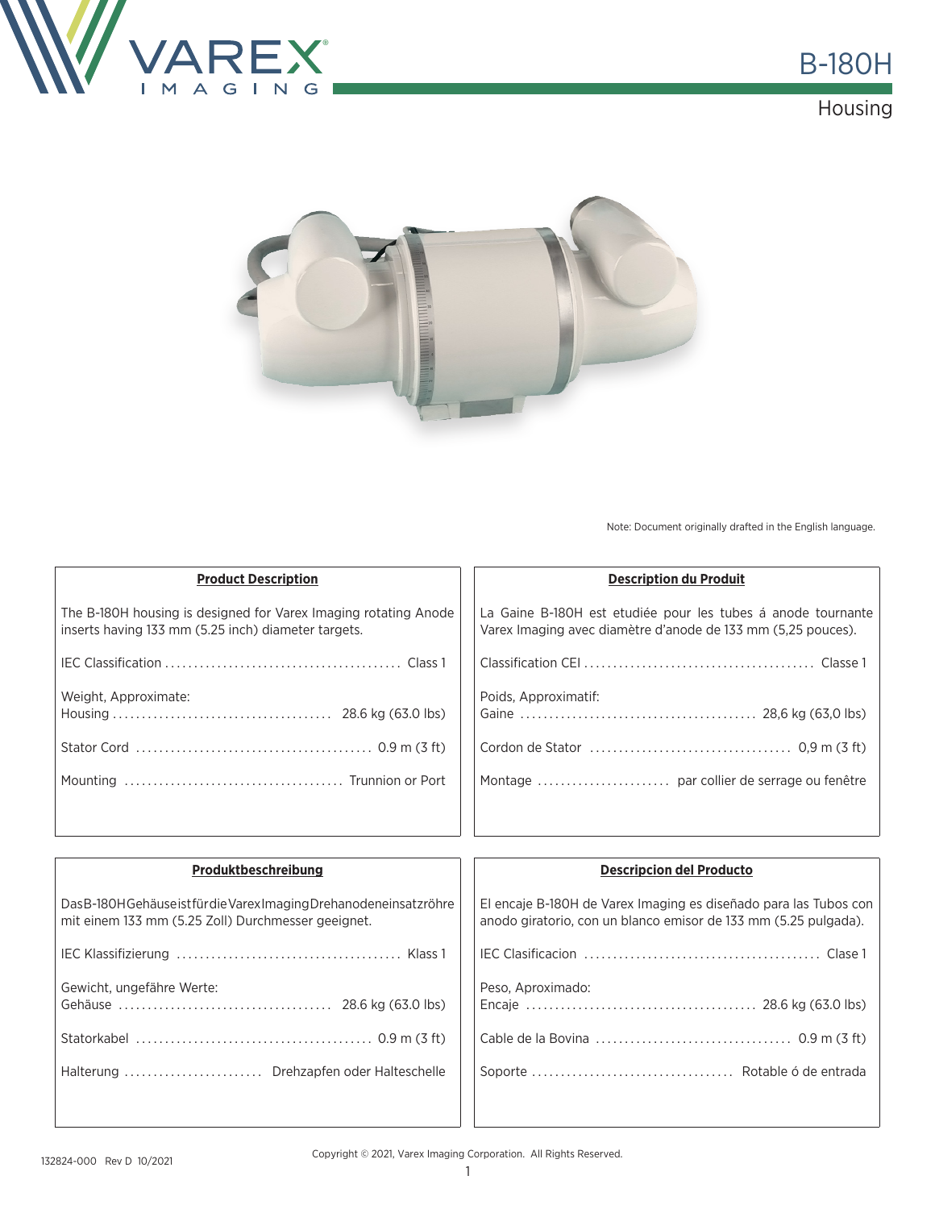# B-180H

## Housing

Note: Document originally drafted in the English language.

### Product Description

The B-180H housing is designed for Varex Imaging rotating Anode inserts having 133 mm (5.25 inch) diameter targets.

IEC Classification ........................................ Class 1

Weight, Approximate:
Housing ..................................... 28.6 kg (63.0 lbs)

Stator Cord ........................................ 0.9 m (3 ft)

Mounting ..................................... Trunnion or Port

### Description du Produit

La Gaine B-180H est etudiée pour les tubes á anode tournante Varex Imaging avec diamètre d'anode de 133 mm (5,25 pouces).

Classification CEI ....................................... Classe 1

Poids, Approximatif:
Gaine ........................................ 28,6 kg (63,0 lbs)

Cordon de Stator .................................. 0,9 m (3 ft)

Montage ....................... par collier de serrage ou fenêtre

### Produktbeschreibung

Das B-180H Gehäuse ist für die Varex Imaging Drehanodeneinsatzröhre mit einem 133 mm (5.25 Zoll) Durchmesser geeignet.

IEC Klassifizierung ...................................... Klass 1

Gewicht, ungefähre Werte:
Gehäuse .................................... 28.6 kg (63.0 lbs)

Statorkabel ........................................ 0.9 m (3 ft)

Halterung ........................ Drehzapfen oder Halteschelle

### Descripcion del Producto

El encaje B-180H de Varex Imaging es diseñado para las Tubos con anodo giratorio, con un blanco emisor de 133 mm (5.25 pulgada).

IEC Clasificacion ........................................ Clase 1

Peso, Aproximado:
Encaje ....................................... 28.6 kg (63.0 lbs)

Cable de la Bovina ................................. 0.9 m (3 ft)

Soporte .................................. Rotable ó de entrada

132824-000 Rev D 10/2021

Copyright © 2021, Varex Imaging Corporation. All Rights Reserved.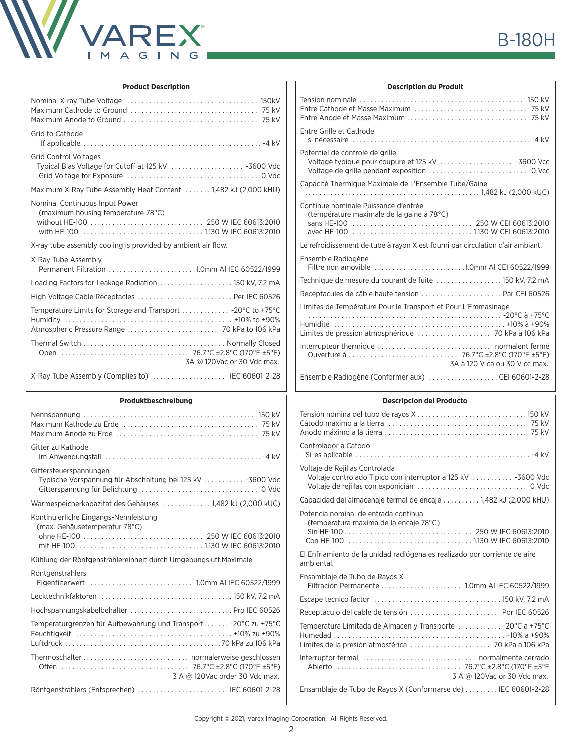# B-180H

## Product Description

Nominal X-ray Tube Voltage ........ 150kV
Maximum Cathode to Ground ........ 75 kV
Maximum Anode to Ground ........ 75 kV

Grid to Cathode
If applicable ........ -4 kV

Grid Control Voltages
Typical Bias Voltage for Cutoff at 125 kV ........ -3600 Vdc
Grid Voltage for Exposure ........ 0 Vdc

Maximum X-Ray Tube Assembly Heat Content ........ 1,482 kJ (2,000 kHU)

Nominal Continuous Input Power
(maximum housing temperature 78°C)
without HE-100 ........ 250 W IEC 60613:2010
with HE-100 ........ 1,130 W IEC 60613:2010

X-ray tube assembly cooling is provided by ambient air flow.

X-Ray Tube Assembly
Permanent Filtration ........ 1.0mm Al IEC 60522/1999

Loading Factors for Leakage Radiation ........ 150 kV, 7.2 mA

High Voltage Cable Receptacles ........ Per IEC 60526

Temperature Limits for Storage and Transport ........ -20°C to +75°C
Humidity ........ +10% to +90%
Atmospheric Pressure Range ........ 70 kPa to 106 kPa

Thermal Switch ........ Normally Closed
Open ........ 76.7°C ±2.8°C (170°F ±5°F)
3A @ 120Vac or 30 Vdc max.

X-Ray Tube Assembly (Complies to) ........ IEC 60601-2-28

## Description du Produit

Tension nominale ........ 150 kV
Entre Cathode et Masse Maximum ........ 75 kV
Entre Anode et Masse Maximum ........ 75 kV

Entre Grille et Cathode
si nécessaire ........ -4 kV

Potentiel de controle de grille
Voltage typique pour coupure et 125 kV ........ -3600 Vcc
Voltage de grille pendant exposition ........ 0 Vcc

Capacité Thermique Maximale de L'Ensemble Tube/Gaine
........ 1,482 kJ (2,000 kUC)

Continue nominale Puissance d'entrée
(température maximale de la gaine à 78°C)
sans HE-100 ........ 250 W CEI 60613:2010
avec HE-100 ........ 1.130 W CEI 60613:2010

Le refroidissement de tube à rayon X est fourni par circulation d'air ambiant.

Ensemble Radiogène
Filtre non amovible ........ 1.0mm Al CEI 60522/1999

Technique de mesure du courant de fuite ........ 150 kV, 7,2 mA

Receptacules de câble haute tension ........ Par CEI 60526

Limites de Température Pour le Transport et Pour L'Emmasinage
........ -20°C à +75°C
Humidité ........ +10% à +90%
Limites de pression atmosphérique ........ 70 kPa à 106 kPa

Interrupteur thermique ........ normalent fermé
Ouverture à ........ 76.7°C ±2.8°C (170°F ±5°F)
3A à 120 V ca ou 30 V cc max.

Ensemble Radiogène (Conformer aux) ........ CEI 60601-2-28

## Produktbeschreibung

Nennspannung ........ 150 kV
Maximum Kathode zu Erde ........ 75 kV
Maximum Anode zu Erde ........ 75 kV

Gitter zu Kathode
Im Anwendungsfall ........ -4 kV

Gittersteuerspannungen
Typische Vorspannung für Abschaltung bei 125 kV ........ -3600 Vdc
Gitterspannung für Belichtung ........ 0 Vdc

Wärmespeicherkapazitat des Gehäuses ........ 1,482 kJ (2,000 kUC)

Kontinuierliche Eingangs-Nennleistung
(max. Gehäusetemperatur 78°C)
ohne HE-100 ........ 250 W IEC 60613:2010
mit HE-100 ........ 1,130 W IEC 60613:2010

Kühlung der Röntgenstrahlereinheit durch Umgebungsluft.Maximale

Röntgenstrahlers
Eigenfilterwert ........ 1.0mm Al IEC 60522/1999

Lecktechnikfaktoren ........ 150 kV, 7.2 mA

Hochspannungskabelbehälter ........ Pro IEC 60526

Temperaturgrenzen für Aufbewahrung und Transport ........ -20°C zu +75°C
Feuchtigkeit ........ +10% zu +90%
Luftdruck ........ 70 kPa zu 106 kPa

Thermoschalter ........ normalerweise geschlossen
Offen ........ 76.7°C ±2.8°C (170°F ±5°F)
3 A @ 120Vac order 30 Vdc max.

Röntgenstrahlers (Entsprechen) ........ IEC 60601-2-28

## Descripcion del Producto

Tensión nómina del tubo de rayos X ........ 150 kV
Cátodo máximo a la tierra ........ 75 kV
Anodo máximo a la tierra ........ 75 kV

Controlador a Catodo
Si-es aplicable ........ -4 kV

Voltaje de Rejillas Controlada
Voltaje controlado Tipico con interruptor a 125 kV ........ -3600 Vdc
Voltaje de rejillas con exponición ........ 0 Vdc

Capacidad del almacenaje termal de encaje ........ 1,482 kJ (2,000 kHU)

Potencia nominal de entrada continua
(temperatura máxima de la encaje 78°C)
Sin HE-100 ........ 250 W IEC 60613:2010
Con HE-100 ........ 1,130 W IEC 60613:2010

El Enfriamiento de la unidad radiógena es realizado por corriente de aire ambiental.

Ensamblaje de Tubo de Rayos X
Filtración Permanente ........ 1.0mm Al IEC 60522/1999

Escape tecnico factor ........ 150 kV, 7.2 mA

Receptáculo del cable de tensión ........ Por IEC 60526

Temperatura Limitada de Almacen y Transporte ........ -20°C a +75°C
Humedad ........ +10% a +90%
Límites de la presión atmosférica ........ 70 kPa a 106 kPa

Interruptor termal ........ normalmente cerrado
Abierto ........ 76.7°C ±2.8°C (170°F ±5°F
3 A @ 120Vac or 30 Vdc max.

Ensamblaje de Tubo de Rayos X (Conformarse de) ........ IEC 60601-2-28

Copyright © 2021, Varex Imaging Corporation. All Rights Reserved.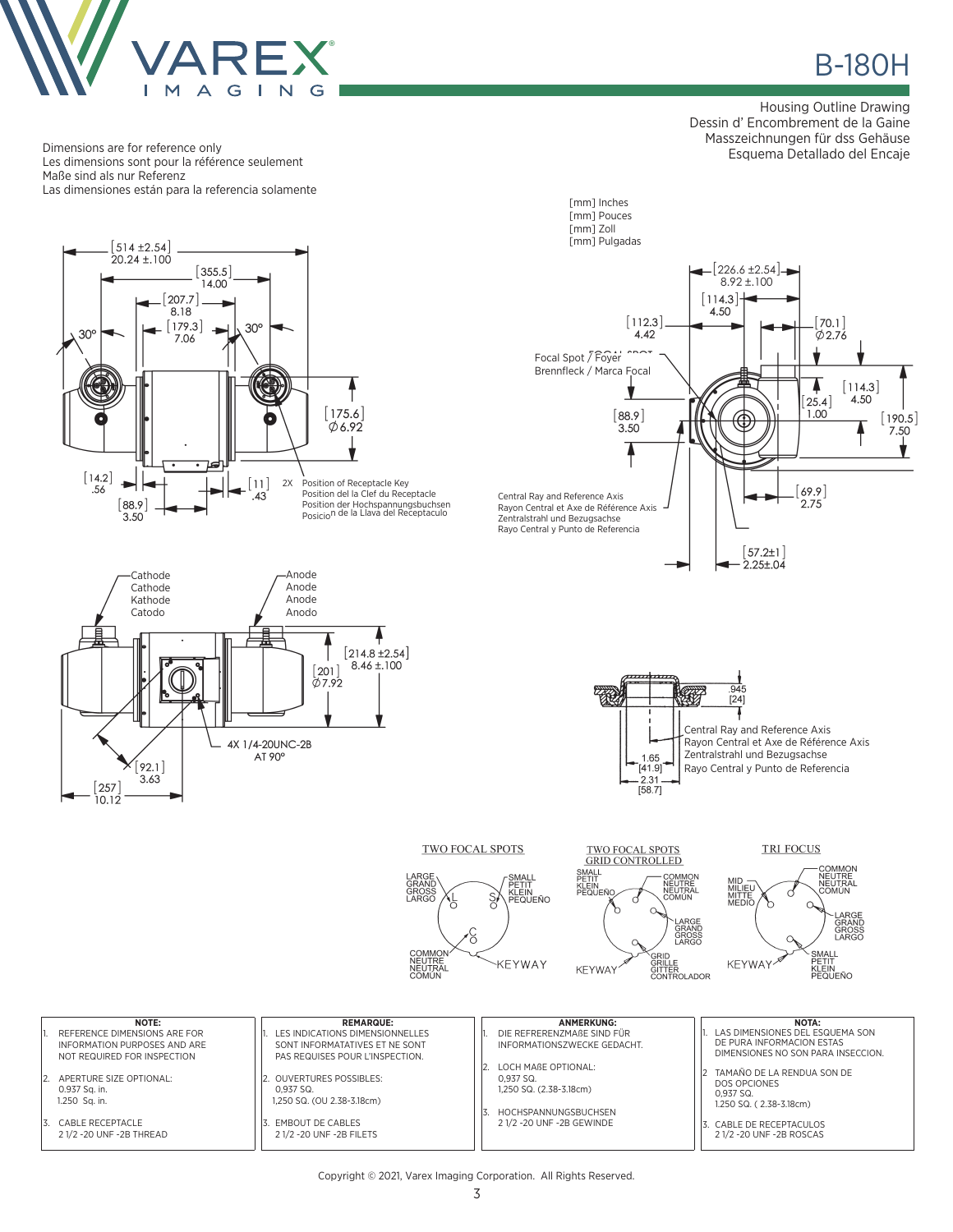# B-180H

Housing Outline Drawing
Dessin d' Encombrement de la Gaine
Masszeichnungen für dss Gehäuse
Esquema Detallado del Encaje

Dimensions are for reference only
Les dimensions sont pour la référence seulement
Maße sind als nur Referenz
Las dimensiones están para la referencia solamente

[mm] Inches
[mm] Pouces
[mm] Zoll
[mm] Pulgadas

[514 ±2.54] 20.24 ±.100
[355.5] 14.00
[207.7] 8.18
[179.3] 7.06
30°
30°
[175.6] Ø6.92
[14.2] .56
[11] .43
[88.9] 3.50

2X Position of Receptacle Key
Position del la Clef du Receptacle
Position der Hochspannungsbuchsen
Posicion de la Llava del Receptaculo

[226.6 ±2.54] 8.92 ±.100
[114.3] 4.50
[112.3] 4.42
[70.1] Ø2.76
Focal Spot / Foyer
Brennfleck / Marca Focal
[114.3] 4.50
[25.4] 1.00
[88.9] 3.50
[190.5] 7.50
[69.9] 2.75
Central Ray and Reference Axis
Rayon Central et Axe de Référence Axis
Zentralstrahl und Bezugsachse
Rayo Central y Punto de Referencia
[57.2±1] 2.25±.04

Cathode
Cathode
Kathode
Catodo

Anode
Anode
Anode
Anodo

[214.8 ±2.54] 8.46 ±.100
[201] Ø7.92
4X 1/4-20UNC-2B AT 90°
[92.1] 3.63
[257] 10.12

.945 [24]
Central Ray and Reference Axis
Rayon Central et Axe de Référence Axis
Zentralstrahl und Bezugsachse
Rayo Central y Punto de Referencia
1.65 [41.9]
2.31 [58.7]

TWO FOCAL SPOTS
LARGE / GRAND / GROSS / LARGO — L
SMALL / PETIT / KLEIN / PEQUEÑO — S
COMMON / NEUTRE / NEUTRAL / COMÚN — C
KEYWAY

TWO FOCAL SPOTS GRID CONTROLLED
SMALL / PETIT / KLEIN / PEQUEÑO
COMMON / NEUTRE / NEUTRAL / COMÚN
LARGE / GRAND / GROSS / LARGO
GRID / GRILLE / GITTER / CONTROLADOR
KEYWAY

TRI FOCUS
MID / MILIEU / MITTE / MEDIO
COMMON / NEUTRE / NEUTRAL / COMÚN
LARGE / GRAND / GROSS / LARGO
SMALL / PETIT / KLEIN / PEQUEÑO
KEYWAY

| NOTE: | REMARQUE: | ANMERKUNG: | NOTA: |
|---|---|---|---|
| 1. REFERENCE DIMENSIONS ARE FOR INFORMATION PURPOSES AND ARE NOT REQUIRED FOR INSPECTION | 1. LES INDICATIONS DIMENSIONNELLES SONT INFORMATATIVES ET NE SONT PAS REQUISES POUR L'INSPECTION. | 1. DIE REFREREНZMAßE SIND FÜR INFORMATIONSZWECKE GEDACHT. | 1. LAS DIMENSIONES DEL ESQUEMA SON DE PURA INFORMACION ESTAS DIMENSIONES NO SON PARA INSECCION. |
| 2. APERTURE SIZE OPTIONAL: 0.937 Sq. in. 1.250 Sq. in. | 2. OUVERTURES POSSIBLES: 0,937 SQ. 1,250 SQ. (OU 2.38-3.18cm) | 2. LOCH MAßE OPTIONAL: 0,937 SQ. 1,250 SQ. (2.38-3.18cm) | 2 TAMAÑO DE LA RENDUA SON DE DOS OPCIONES 0,937 SQ. 1.250 SQ. ( 2.38-3.18cm) |
| 3. CABLE RECEPTACLE 2 1/2 -20 UNF -2B THREAD | 3. EMBOUT DE CABLES 2 1/2 -20 UNF -2B FILETS | 3. HOCHSPANNUNGSBUCHSEN 2 1/2 -20 UNF -2B GEWINDE | 3. CABLE DE RECEPTACULOS 2 1/2 -20 UNF -2B ROSCAS |

Copyright © 2021, Varex Imaging Corporation. All Rights Reserved.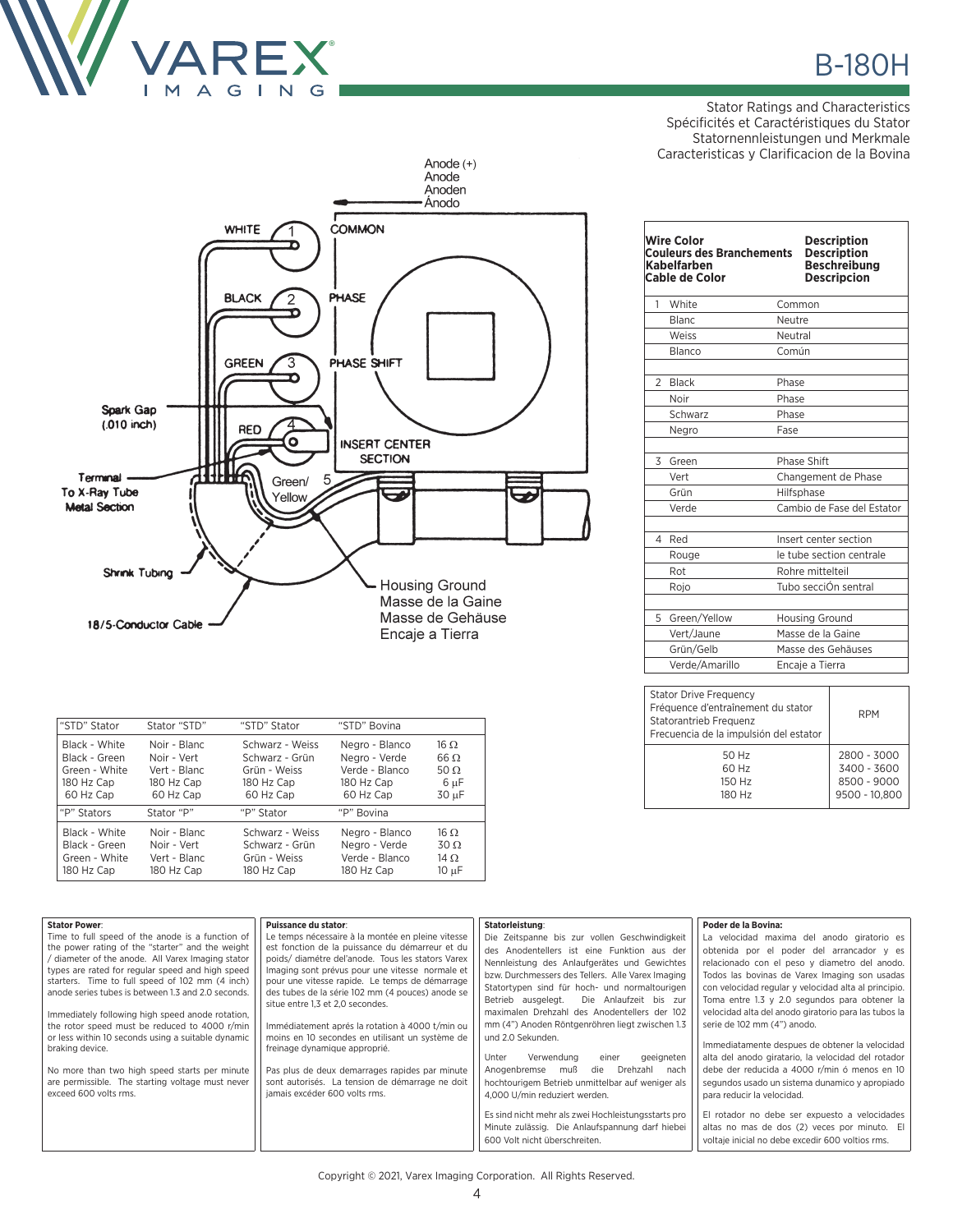# B-180H

Stator Ratings and Characteristics
Spécificités et Caractéristiques du Stator
Statornennleistungen und Merkmale
Caracteristicas y Clarificacion de la Bovina

Anode (+)
Anode
Anoden
Ánodo

WHITE 1 COMMON

BLACK 2 PHASE

GREEN 3 PHASE SHIFT

Spark Gap (.010 inch)

RED 4 INSERT CENTER SECTION

Terminal To X-Ray Tube Metal Section

Green/ Yellow 5

Shrink Tubing

18/5-Conductor Cable

Housing Ground
Masse de la Gaine
Masse de Gehäuse
Encaje a Tierra

| Wire Color / Couleurs des Branchements / Kabelfarben / Cable de Color | | Description / Description / Beschreibung / Descripcion |
|---|---|---|
| 1 | White | Common |
| | Blanc | Neutre |
| | Weiss | Neutral |
| | Blanco | Común |
| 2 | Black | Phase |
| | Noir | Phase |
| | Schwarz | Phase |
| | Negro | Fase |
| 3 | Green | Phase Shift |
| | Vert | Changement de Phase |
| | Grün | Hilfsphase |
| | Verde | Cambio de Fase del Estator |
| 4 | Red | Insert center section |
| | Rouge | le tube section centrale |
| | Rot | Rohre mittelteil |
| | Rojo | Tubo secciÓn sentral |
| 5 | Green/Yellow | Housing Ground |
| | Vert/Jaune | Masse de la Gaine |
| | Grün/Gelb | Masse des Gehäuses |
| | Verde/Amarillo | Encaje a Tierra |

| Stator Drive Frequency / Fréquence d'entraînement du stator / Statorantrieb Frequenz / Frecuencia de la impulsión del estator | RPM |
|---|---|
| 50 Hz | 2800 - 3000 |
| 60 Hz | 3400 - 3600 |
| 150 Hz | 8500 - 9000 |
| 180 Hz | 9500 - 10,800 |

| "STD" Stator | Stator "STD" | "STD" Stator | "STD" Bovina | |
|---|---|---|---|---|
| Black - White | Noir - Blanc | Schwarz - Weiss | Negro - Blanco | 16 Ω |
| Black - Green | Noir - Vert | Schwarz - Grün | Negro - Verde | 66 Ω |
| Green - White | Vert - Blanc | Grün - Weiss | Verde - Blanco | 50 Ω |
| 180 Hz Cap | 180 Hz Cap | 180 Hz Cap | 180 Hz Cap | 6 µF |
| 60 Hz Cap | 60 Hz Cap | 60 Hz Cap | 60 Hz Cap | 30 µF |
| **"P" Stators** | **Stator "P"** | **"P" Stator** | **"P" Bovina** | |
| Black - White | Noir - Blanc | Schwarz - Weiss | Negro - Blanco | 16 Ω |
| Black - Green | Noir - Vert | Schwarz - Grün | Negro - Verde | 30 Ω |
| Green - White | Vert - Blanc | Grün - Weiss | Verde - Blanco | 14 Ω |
| 180 Hz Cap | 180 Hz Cap | 180 Hz Cap | 180 Hz Cap | 10 µF |

**Stator Power**:
Time to full speed of the anode is a function of the power rating of the "starter" and the weight / diameter of the anode. All Varex Imaging stator types are rated for regular speed and high speed starters. Time to full speed of 102 mm (4 inch) anode series tubes is between 1.3 and 2.0 seconds.

Immediately following high speed anode rotation, the rotor speed must be reduced to 4000 r/min or less within 10 seconds using a suitable dynamic braking device.

No more than two high speed starts per minute are permissible. The starting voltage must never exceed 600 volts rms.

**Puissance du stator**:
Le temps nécessaire à la montée en pleine vitesse est fonction de la puissance du démarreur et du poids/ diamétre del'anode. Tous les stators Varex Imaging sont prévus pour une vitesse normale et pour une vitesse rapide. Le temps de démarrage des tubes de la série 102 mm (4 pouces) anode se situe entre 1,3 et 2,0 secondes.

Immédiatement aprés la rotation à 4000 t/min ou moins en 10 secondes en utilisant un système de freinage dynamique approprié.

Pas plus de deux demarrages rapides par minute sont autorisés. La tension de démarrage ne doit jamais excéder 600 volts rms.

**Statorleistung**:
Die Zeitspanne bis zur vollen Geschwindigkeit des Anodentellers ist eine Funktion aus der Nennleistung des Anlaufgerätes und Gewichtes bzw. Durchmessers des Tellers. Alle Varex Imaging Statortypen sind für hoch- und normaltourigen Betrieb ausgelegt. Die Anlaufzeit bis zur maximalen Drehzahl des Anodentellers der 102 mm (4") Anoden Röntgenröhren liegt zwischen 1.3 und 2.0 Sekunden.

Unter Verwendung einer geeigneten Anogenbremse muß die Drehzahl nach hochtourigem Betrieb unmittelbar auf weniger als 4,000 U/min reduziert werden.

Es sind nicht mehr als zwei Hochleistungsstarts pro Minute zulässig. Die Anlaufspannung darf hiebei 600 Volt nicht überschreiten.

**Poder de la Bovina:**
La velocidad maxima del anodo giratorio es obtenida por el poder del arrancador y es relacionado con el peso y diametro del anodo. Todos las bovinas de Varex Imaging son usadas con velocidad regular y velocidad alta al principio. Toma entre 1.3 y 2.0 segundos para obtener la velocidad alta del anodo giratorio para las tubos la serie de 102 mm (4") anodo.

Immediatamente despues de obtener la velocidad alta del anodo giratario, la velocidad del rotador debe der reducida a 4000 r/min ó menos en 10 segundos usado un sistema dunamico y apropiado para reducir la velocidad.

El rotador no debe ser expuesto a velocidades altas no mas de dos (2) veces por minuto. El voltaje inicial no debe excedir 600 voltios rms.

Copyright © 2021, Varex Imaging Corporation. All Rights Reserved.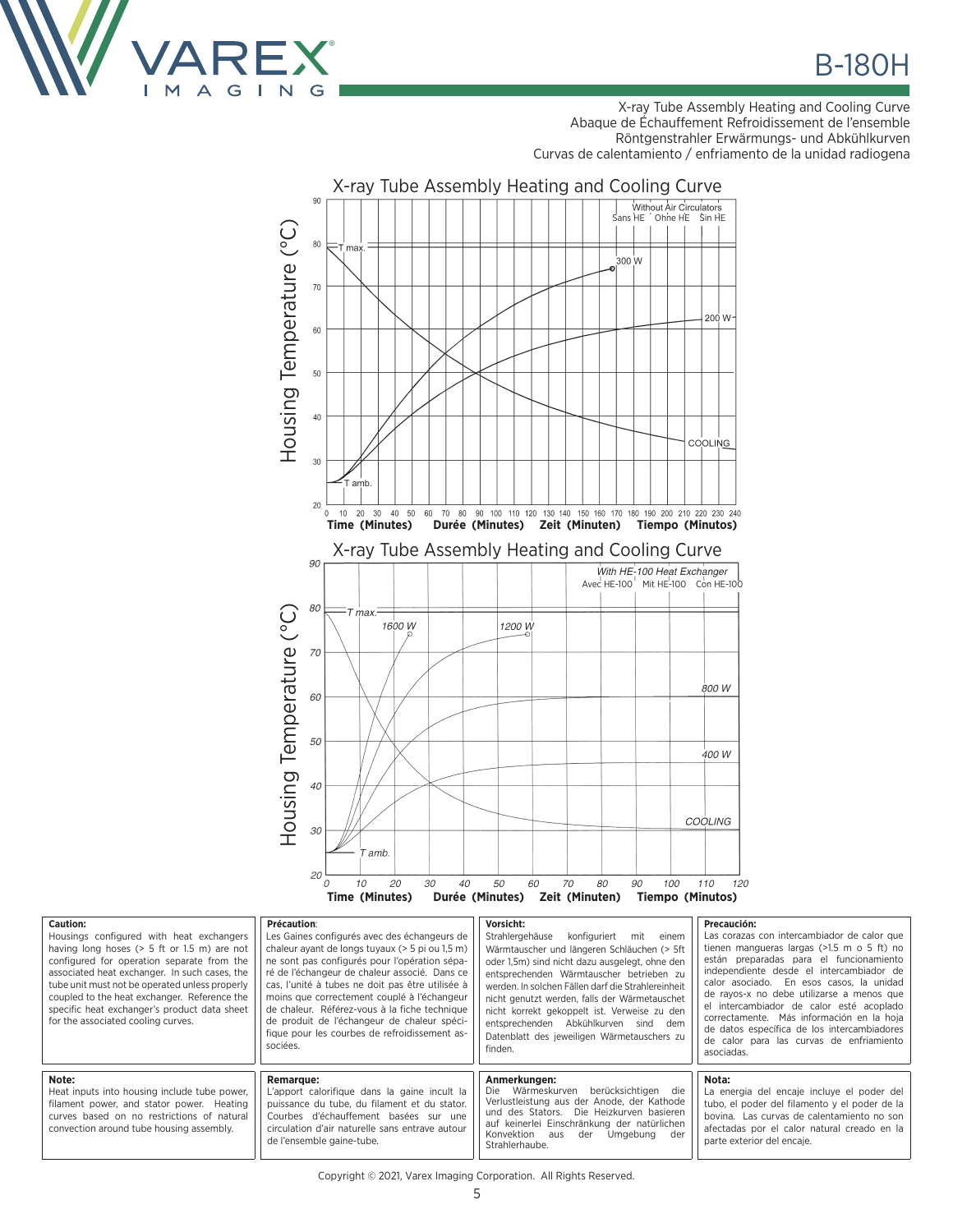# B-180H

X-ray Tube Assembly Heating and Cooling Curve
Abaque de Échauffement Refroidissement de l'ensemble
Röntgenstrahler Erwärmungs- und Abkühlkurven
Curvas de calentamiento / enfriamento de la unidad radiogena

## X-ray Tube Assembly Heating and Cooling Curve

Without Air Circulators — Sans HE — Ohne HE — Sin HE

Housing Temperature (°C)

T max. — T amb. — 300 W — 200 W — COOLING

Time (Minutes) Durée (Minutes) Zeit (Minuten) Tiempo (Minutos)

## X-ray Tube Assembly Heating and Cooling Curve

With HE-100 Heat Exchanger — Avec HE-100 — Mit HE-100 — Con HE-100

Housing Temperature (°C)

T max. — T amb. — 1600 W — 1200 W — 800 W — 400 W — COOLING

Time (Minutes) Durée (Minutes) Zeit (Minuten) Tiempo (Minutos)

**Caution:**
Housings configured with heat exchangers having long hoses (> 5 ft or 1.5 m) are not configured for operation separate from the associated heat exchanger. In such cases, the tube unit must not be operated unless properly coupled to the heat exchanger. Reference the specific heat exchanger's product data sheet for the associated cooling curves.

**Précaution**:
Les Gaines configurés avec des échangeurs de chaleur ayant de longs tuyaux (> 5 pi ou 1,5 m) ne sont pas configurés pour l'opération séparé de l'échangeur de chaleur associé. Dans ce cas, l'unité à tubes ne doit pas être utilisée à moins que correctement couplé à l'échangeur de chaleur. Référez-vous à la fiche technique de produit de l'échangeur de chaleur spécifique pour les courbes de refroidissement associées.

**Vorsicht:**
Strahlergehäuse konfiguriert mit einem Wärmtauscher und längeren Schläuchen (> 5ft oder 1,5m) sind nicht dazu ausgelegt, ohne den entsprechenden Wärmtauscher betrieben zu werden. In solchen Fällen darf die Strahlereinheit nicht genutzt werden, falls der Wärmetauschet nicht korrekt gekoppelt ist. Verweise zu den entsprechenden Abkühlkurven sind dem Datenblatt des jeweiligen Wärmetauschers zu finden.

**Precaución:**
Las corazas con intercambiador de calor que tienen mangueras largas (>1.5 m o 5 ft) no están preparadas para el funcionamiento independiente desde el intercambiador de calor asociado. En esos casos, la unidad de rayos-x no debe utilizarse a menos que el intercambiador de calor esté acoplado correctamente. Más información en la hoja de datos específica de los intercambiadores de calor para las curvas de enfriamiento asociadas.

**Note:**
Heat inputs into housing include tube power, filament power, and stator power. Heating curves based on no restrictions of natural convection around tube housing assembly.

**Remarque:**
L'apport calorifique dans la gaine incult la puissance du tube, du filament et du stator. Courbes d'échauffement basées sur une circulation d'air naturelle sans entrave autour de l'ensemble gaine-tube.

**Anmerkungen:**
Die Wärmeskurven berücksichtigen die Verlustleistung aus der Anode, der Kathode und des Stators. Die Heizkurven basieren auf keinerlei Einschränkung der natürlichen Konvektion aus der Umgebung der Strahlerhaube.

**Nota:**
La energia del encaje incluye el poder del tubo, el poder del filamento y el poder de la bovina. Las curvas de calentamiento no son afectadas por el calor natural creado en la parte exterior del encaje.

Copyright © 2021, Varex Imaging Corporation. All Rights Reserved.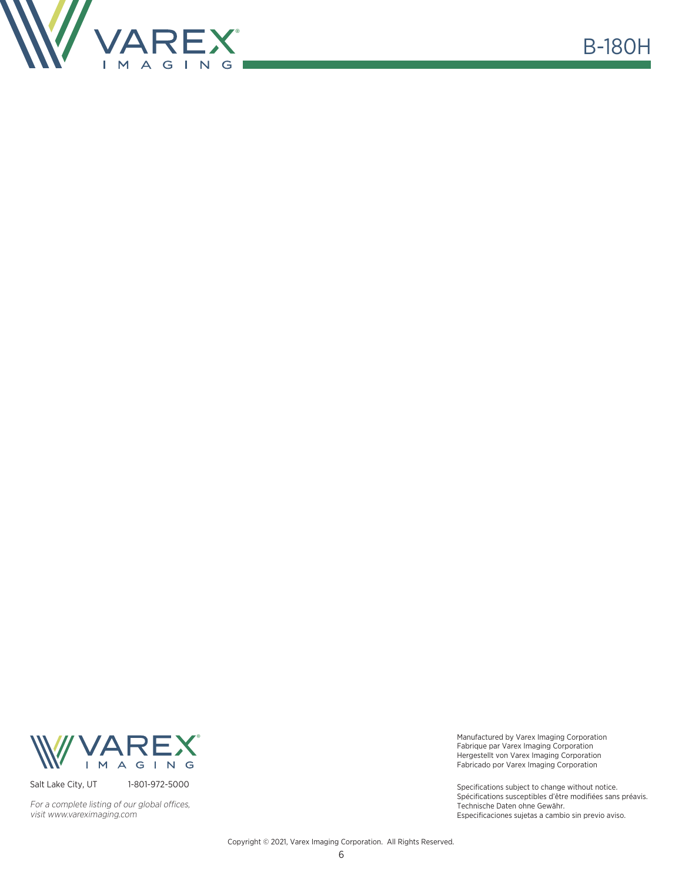VAREX IMAGING

Salt Lake City, UT 1-801-972-5000

*For a complete listing of our global offices, visit www.vareximaging.com*

Manufactured by Varex Imaging Corporation
Fabrique par Varex Imaging Corporation
Hergestellt von Varex Imaging Corporation
Fabricado por Varex Imaging Corporation

Specifications subject to change without notice.
Spécifications susceptibles d'être modifiées sans préavis.
Technische Daten ohne Gewähr.
Especificaciones sujetas a cambio sin previo aviso.

Copyright © 2021, Varex Imaging Corporation. All Rights Reserved.